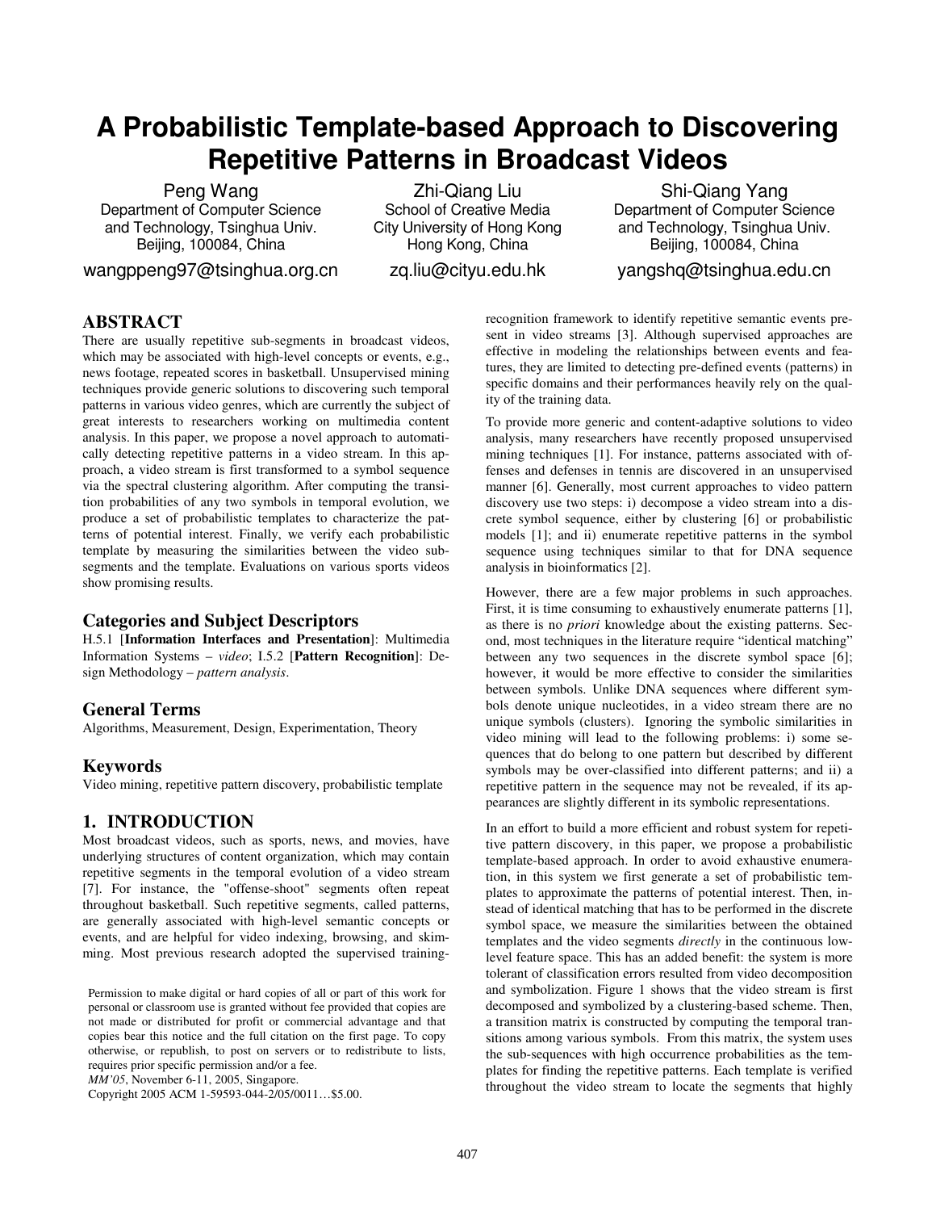# A Probabilistic Template-based Approach to Discovering Repetitive Patterns in Broadcast Videos

Peng Wang
Department of Computer Science and Technology, Tsinghua Univ.
Beijing, 100084, China
wangppeng97@tsinghua.org.cn

Zhi-Qiang Liu
School of Creative Media
City University of Hong Kong
Hong Kong, China
zq.liu@cityu.edu.hk

Shi-Qiang Yang
Department of Computer Science and Technology, Tsinghua Univ.
Beijing, 100084, China
yangshq@tsinghua.edu.cn

## ABSTRACT

There are usually repetitive sub-segments in broadcast videos, which may be associated with high-level concepts or events, e.g., news footage, repeated scores in basketball. Unsupervised mining techniques provide generic solutions to discovering such temporal patterns in various video genres, which are currently the subject of great interests to researchers working on multimedia content analysis. In this paper, we propose a novel approach to automatically detecting repetitive patterns in a video stream. In this approach, a video stream is first transformed to a symbol sequence via the spectral clustering algorithm. After computing the transition probabilities of any two symbols in temporal evolution, we produce a set of probabilistic templates to characterize the patterns of potential interest. Finally, we verify each probabilistic template by measuring the similarities between the video sub-segments and the template. Evaluations on various sports videos show promising results.

### Categories and Subject Descriptors

H.5.1 [**Information Interfaces and Presentation**]: Multimedia Information Systems – *video*; I.5.2 [**Pattern Recognition**]: Design Methodology – *pattern analysis*.

### General Terms

Algorithms, Measurement, Design, Experimentation, Theory

### Keywords

Video mining, repetitive pattern discovery, probabilistic template

## 1. INTRODUCTION

Most broadcast videos, such as sports, news, and movies, have underlying structures of content organization, which may contain repetitive segments in the temporal evolution of a video stream [7]. For instance, the "offense-shoot" segments often repeat throughout basketball. Such repetitive segments, called patterns, are generally associated with high-level semantic concepts or events, and are helpful for video indexing, browsing, and skimming. Most previous research adopted the supervised training-recognition framework to identify repetitive semantic events present in video streams [3]. Although supervised approaches are effective in modeling the relationships between events and features, they are limited to detecting pre-defined events (patterns) in specific domains and their performances heavily rely on the quality of the training data.

To provide more generic and content-adaptive solutions to video analysis, many researchers have recently proposed unsupervised mining techniques [1]. For instance, patterns associated with offenses and defenses in tennis are discovered in an unsupervised manner [6]. Generally, most current approaches to video pattern discovery use two steps: i) decompose a video stream into a discrete symbol sequence, either by clustering [6] or probabilistic models [1]; and ii) enumerate repetitive patterns in the symbol sequence using techniques similar to that for DNA sequence analysis in bioinformatics [2].

However, there are a few major problems in such approaches. First, it is time consuming to exhaustively enumerate patterns [1], as there is no *priori* knowledge about the existing patterns. Second, most techniques in the literature require "identical matching" between any two sequences in the discrete symbol space [6]; however, it would be more effective to consider the similarities between symbols. Unlike DNA sequences where different symbols denote unique nucleotides, in a video stream there are no unique symbols (clusters). Ignoring the symbolic similarities in video mining will lead to the following problems: i) some sequences that do belong to one pattern but described by different symbols may be over-classified into different patterns; and ii) a repetitive pattern in the sequence may not be revealed, if its appearances are slightly different in its symbolic representations.

In an effort to build a more efficient and robust system for repetitive pattern discovery, in this paper, we propose a probabilistic template-based approach. In order to avoid exhaustive enumeration, in this system we first generate a set of probabilistic templates to approximate the patterns of potential interest. Then, instead of identical matching that has to be performed in the discrete symbol space, we measure the similarities between the obtained templates and the video segments *directly* in the continuous low-level feature space. This has an added benefit: the system is more tolerant of classification errors resulted from video decomposition and symbolization. Figure 1 shows that the video stream is first decomposed and symbolized by a clustering-based scheme. Then, a transition matrix is constructed by computing the temporal transitions among various symbols. From this matrix, the system uses the sub-sequences with high occurrence probabilities as the templates for finding the repetitive patterns. Each template is verified throughout the video stream to locate the segments that highly

Permission to make digital or hard copies of all or part of this work for personal or classroom use is granted without fee provided that copies are not made or distributed for profit or commercial advantage and that copies bear this notice and the full citation on the first page. To copy otherwise, or republish, to post on servers or to redistribute to lists, requires prior specific permission and/or a fee.
*MM'05*, November 6-11, 2005, Singapore.
Copyright 2005 ACM 1-59593-044-2/05/0011…$5.00.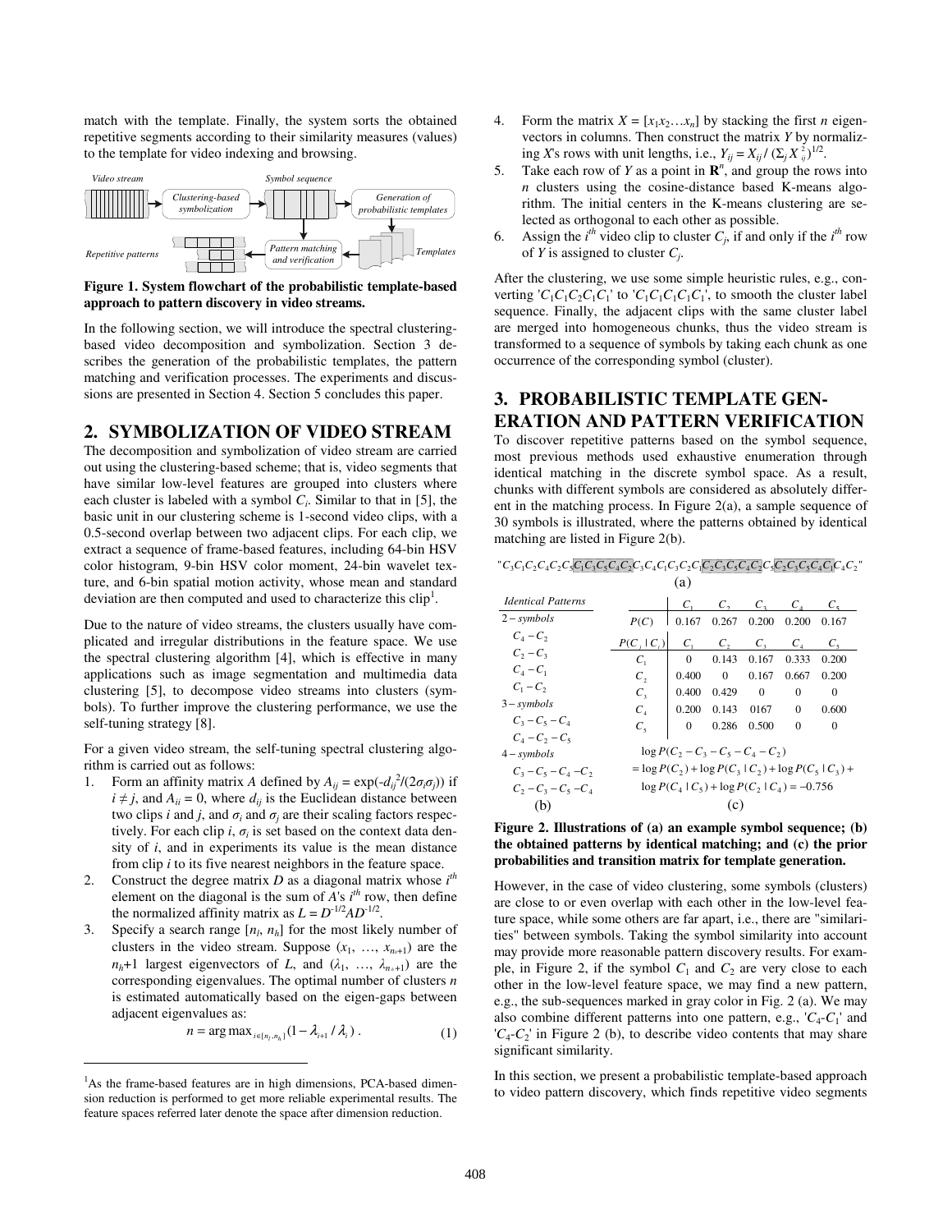match with the template. Finally, the system sorts the obtained repetitive segments according to their similarity measures (values) to the template for video indexing and browsing.

**Figure 1. System flowchart of the probabilistic template-based approach to pattern discovery in video streams.**

In the following section, we will introduce the spectral clustering-based video decomposition and symbolization. Section 3 describes the generation of the probabilistic templates, the pattern matching and verification processes. The experiments and discussions are presented in Section 4. Section 5 concludes this paper.

## 2. SYMBOLIZATION OF VIDEO STREAM

The decomposition and symbolization of video stream are carried out using the clustering-based scheme; that is, video segments that have similar low-level features are grouped into clusters where each cluster is labeled with a symbol $C_i$. Similar to that in [5], the basic unit in our clustering scheme is 1-second video clips, with a 0.5-second overlap between two adjacent clips. For each clip, we extract a sequence of frame-based features, including 64-bin HSV color histogram, 9-bin HSV color moment, 24-bin wavelet texture, and 6-bin spatial motion activity, whose mean and standard deviation are then computed and used to characterize this clip[1].

Due to the nature of video streams, the clusters usually have complicated and irregular distributions in the feature space. We use the spectral clustering algorithm [4], which is effective in many applications such as image segmentation and multimedia data clustering [5], to decompose video streams into clusters (symbols). To further improve the clustering performance, we use the self-tuning strategy [8].

For a given video stream, the self-tuning spectral clustering algorithm is carried out as follows:

1. Form an affinity matrix $A$ defined by $A_{ij} = \exp(-d_{ij}^2/(2\sigma_i\sigma_j))$ if $i \neq j$, and $A_{ii} = 0$, where $d_{ij}$ is the Euclidean distance between two clips $i$ and $j$, and $\sigma_i$ and $\sigma_j$ are their scaling factors respectively. For each clip $i$, $\sigma_i$ is set based on the context data density of $i$, and in experiments its value is the mean distance from clip $i$ to its five nearest neighbors in the feature space.
2. Construct the degree matrix $D$ as a diagonal matrix whose $i^{th}$ element on the diagonal is the sum of $A$'s $i^{th}$ row, then define the normalized affinity matrix as $L = D^{-1/2}AD^{-1/2}$.
3. Specify a search range $[n_l, n_h]$ for the most likely number of clusters in the video stream. Suppose $(x_1, \ldots, x_{n_h+1})$ are the $n_h$+1 largest eigenvectors of $L$, and $(\lambda_1, \ldots, \lambda_{n_h+1})$ are the corresponding eigenvalues. The optimal number of clusters $n$ is estimated automatically based on the eigen-gaps between adjacent eigenvalues as:
$$n = \arg\max_{i\in[n_l,n_h]}(1-\lambda_{i+1}/\lambda_i)\,. \tag{1}$$
4. Form the matrix $X = [x_1x_2\ldots x_n]$ by stacking the first $n$ eigenvectors in columns. Then construct the matrix $Y$ by normalizing $X$'s rows with unit lengths, i.e., $Y_{ij} = X_{ij} / (\Sigma_j X_{ij}^2)^{1/2}$.
5. Take each row of $Y$ as a point in $\mathbf{R}^n$, and group the rows into $n$ clusters using the cosine-distance based K-means algorithm. The initial centers in the K-means clustering are selected as orthogonal to each other as possible.
6. Assign the $i^{th}$ video clip to cluster $C_j$, if and only if the $i^{th}$ row of $Y$ is assigned to cluster $C_j$.

After the clustering, we use some simple heuristic rules, e.g., converting '$C_1C_1C_2C_1C_1$' to '$C_1C_1C_1C_1C_1$', to smooth the cluster label sequence. Finally, the adjacent clips with the same cluster label are merged into homogeneous chunks, thus the video stream is transformed to a sequence of symbols by taking each chunk as one occurrence of the corresponding symbol (cluster).

## 3. PROBABILISTIC TEMPLATE GENERATION AND PATTERN VERIFICATION

To discover repetitive patterns based on the symbol sequence, most previous methods used exhaustive enumeration through identical matching in the discrete symbol space. As a result, chunks with different symbols are considered as absolutely different in the matching process. In Figure 2(a), a sample sequence of 30 symbols is illustrated, where the patterns obtained by identical matching are listed in Figure 2(b).

"$C_3C_1C_2C_4C_2C_5C_1C_3C_5C_4C_2C_3C_4C_1C_3C_2C_1C_2C_3C_5C_4C_2C_3C_2C_3C_5C_4C_1C_4C_2$"

(a)

| Identical Patterns |
|---|
| 2 – symbols |
| $C_4-C_2$ |
| $C_2-C_3$ |
| $C_4-C_1$ |
| $C_1-C_2$ |
| 3 – symbols |
| $C_3-C_5-C_4$ |
| $C_4-C_2-C_5$ |
| 4 – symbols |
| $C_3-C_5-C_4-C_2$ |
| $C_2-C_3-C_5-C_4$ |

(b)

| | $C_1$ | $C_2$ | $C_3$ | $C_4$ | $C_5$ |
|---|---|---|---|---|---|
| $P(C)$ | 0.167 | 0.267 | 0.200 | 0.200 | 0.167 |

| $P(C_j \mid C_i)$ | $C_1$ | $C_2$ | $C_3$ | $C_4$ | $C_5$ |
|---|---|---|---|---|---|
| $C_1$ | 0 | 0.143 | 0.167 | 0.333 | 0.200 |
| $C_2$ | 0.400 | 0 | 0.167 | 0.667 | 0.200 |
| $C_3$ | 0.400 | 0.429 | 0 | 0 | 0 |
| $C_4$ | 0.200 | 0.143 | 0167 | 0 | 0.600 |
| $C_5$ | 0 | 0.286 | 0.500 | 0 | 0 |

$$\log P(C_2-C_3-C_5-C_4-C_2)$$
$$=\log P(C_2)+\log P(C_3\mid C_2)+\log P(C_5\mid C_3)+$$
$$\log P(C_4\mid C_5)+\log P(C_2\mid C_4)=-0.756$$

(c)

**Figure 2. Illustrations of (a) an example symbol sequence; (b) the obtained patterns by identical matching; and (c) the prior probabilities and transition matrix for template generation.**

However, in the case of video clustering, some symbols (clusters) are close to or even overlap with each other in the low-level feature space, while some others are far apart, i.e., there are "similarities" between symbols. Taking the symbol similarity into account may provide more reasonable pattern discovery results. For example, in Figure 2, if the symbol $C_1$ and $C_2$ are very close to each other in the low-level feature space, we may find a new pattern, e.g., the sub-sequences marked in gray color in Fig. 2 (a). We may also combine different patterns into one pattern, e.g., '$C_4$-$C_1$' and '$C_4$-$C_2$' in Figure 2 (b), to describe video contents that may share significant similarity.

In this section, we present a probabilistic template-based approach to video pattern discovery, which finds repetitive video segments

[1] As the frame-based features are in high dimensions, PCA-based dimension reduction is performed to get more reliable experimental results. The feature spaces referred later denote the space after dimension reduction.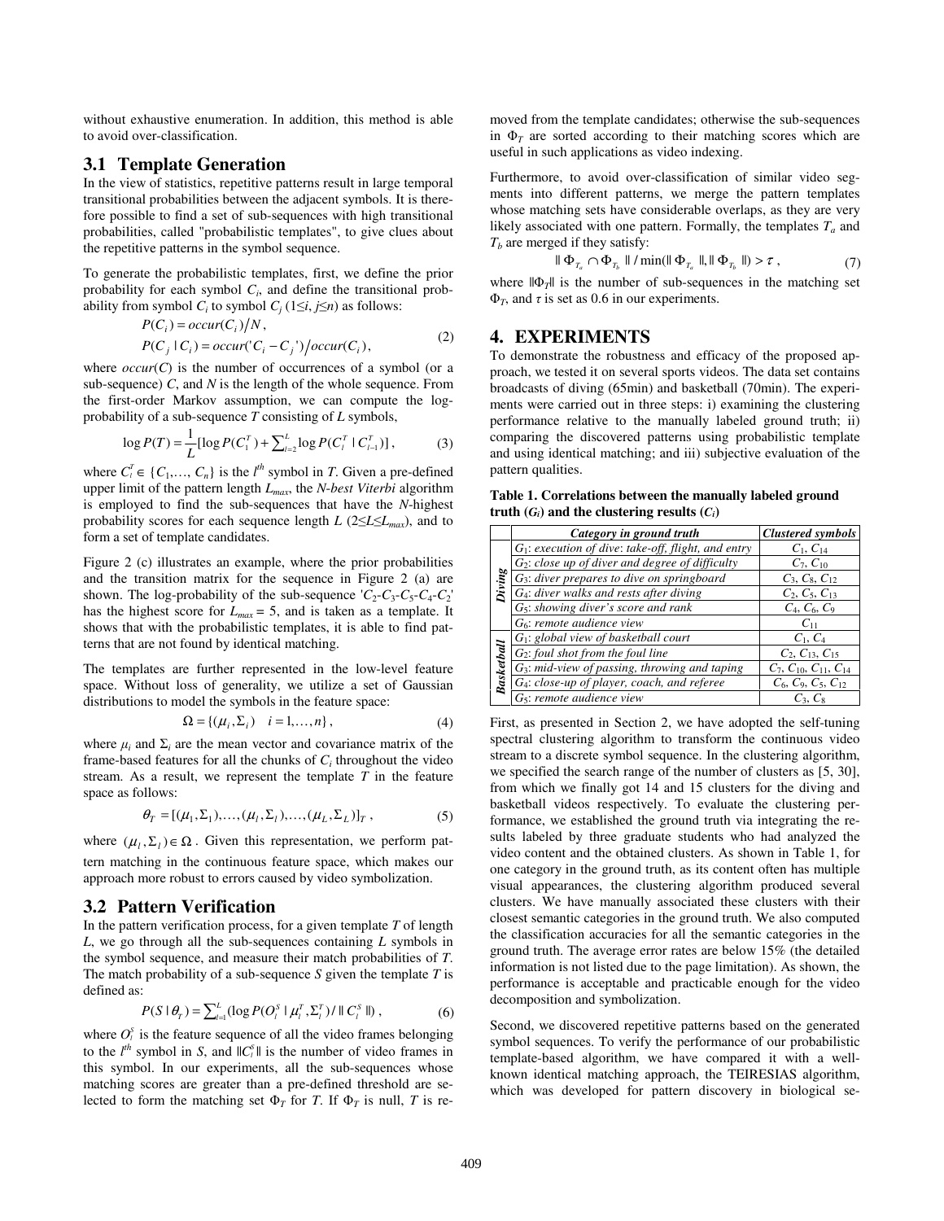without exhaustive enumeration. In addition, this method is able to avoid over-classification.

## 3.1 Template Generation

In the view of statistics, repetitive patterns result in large temporal transitional probabilities between the adjacent symbols. It is therefore possible to find a set of sub-sequences with high transitional probabilities, called "probabilistic templates", to give clues about the repetitive patterns in the symbol sequence.

To generate the probabilistic templates, first, we define the prior probability for each symbol $C_i$, and define the transitional probability from symbol $C_i$ to symbol $C_j$ ($1 \le i, j \le n$) as follows:

$$P(C_i) = occur(C_i)/N,$$
$$P(C_j \mid C_i) = occur('C_i - C_j')/occur(C_i), \tag{2}$$

where *occur*($C$) is the number of occurrences of a symbol (or a sub-sequence) $C$, and $N$ is the length of the whole sequence. From the first-order Markov assumption, we can compute the log-probability of a sub-sequence $T$ consisting of $L$ symbols,

$$\log P(T) = \frac{1}{L}[\log P(C_1^T) + \sum_{l=2}^{L} \log P(C_l^T \mid C_{l-1}^T)], \tag{3}$$

where $C_l^T \in \{C_1, \ldots, C_n\}$ is the $l^{th}$ symbol in $T$. Given a pre-defined upper limit of the pattern length $L_{max}$, the *N-best Viterbi* algorithm is employed to find the sub-sequences that have the *N*-highest probability scores for each sequence length $L$ ($2 \le L \le L_{max}$), and to form a set of template candidates.

Figure 2 (c) illustrates an example, where the prior probabilities and the transition matrix for the sequence in Figure 2 (a) are shown. The log-probability of the sub-sequence '$C_2$-$C_3$-$C_5$-$C_4$-$C_2$' has the highest score for $L_{max} = 5$, and is taken as a template. It shows that with the probabilistic templates, it is able to find patterns that are not found by identical matching.

The templates are further represented in the low-level feature space. Without loss of generality, we utilize a set of Gaussian distributions to model the symbols in the feature space:

$$\Omega = \{(\mu_i, \Sigma_i) \quad i = 1, \ldots, n\}, \tag{4}$$

where $\mu_i$ and $\Sigma_i$ are the mean vector and covariance matrix of the frame-based features for all the chunks of $C_i$ throughout the video stream. As a result, we represent the template $T$ in the feature space as follows:

$$\theta_T = [(\mu_1, \Sigma_1), \ldots, (\mu_l, \Sigma_l), \ldots, (\mu_L, \Sigma_L)]_T, \tag{5}$$

where $(\mu_l, \Sigma_l) \in \Omega$. Given this representation, we perform pattern matching in the continuous feature space, which makes our approach more robust to errors caused by video symbolization.

## 3.2 Pattern Verification

In the pattern verification process, for a given template $T$ of length $L$, we go through all the sub-sequences containing $L$ symbols in the symbol sequence, and measure their match probabilities of $T$. The match probability of a sub-sequence $S$ given the template $T$ is defined as:

$$P(S \mid \theta_T) = \sum_{l=1}^{L} (\log P(O_l^S \mid \mu_l^T, \Sigma_l^T) / \| C_l^S \|), \tag{6}$$

where $O_l^S$ is the feature sequence of all the video frames belonging to the $l^{th}$ symbol in $S$, and $\|C_l^S\|$ is the number of video frames in this symbol. In our experiments, all the sub-sequences whose matching scores are greater than a pre-defined threshold are selected to form the matching set $\Phi_T$ for $T$. If $\Phi_T$ is null, $T$ is removed from the template candidates; otherwise the sub-sequences in $\Phi_T$ are sorted according to their matching scores which are useful in such applications as video indexing.

Furthermore, to avoid over-classification of similar video segments into different patterns, we merge the pattern templates whose matching sets have considerable overlaps, as they are very likely associated with one pattern. Formally, the templates $T_a$ and $T_b$ are merged if they satisfy:

$$\| \Phi_{T_a} \cap \Phi_{T_b} \| / \min(\| \Phi_{T_a} \|, \| \Phi_{T_b} \|) > \tau, \tag{7}$$

where $\|\Phi_T\|$ is the number of sub-sequences in the matching set $\Phi_T$, and $\tau$ is set as 0.6 in our experiments.

# 4. EXPERIMENTS

To demonstrate the robustness and efficacy of the proposed approach, we tested it on several sports videos. The data set contains broadcasts of diving (65min) and basketball (70min). The experiments were carried out in three steps: i) examining the clustering performance relative to the manually labeled ground truth; ii) comparing the discovered patterns using probabilistic template and using identical matching; and iii) subjective evaluation of the pattern qualities.

**Table 1. Correlations between the manually labeled ground truth ($G_i$) and the clustering results ($C_i$)**

| | *Category in ground truth* | *Clustered symbols* |
|---|---|---|
| *Diving* | $G_1$: *execution of dive: take-off, flight, and entry* | $C_1$, $C_{14}$ |
| | $G_2$: *close up of diver and degree of difficulty* | $C_7$, $C_{10}$ |
| | $G_3$: *diver prepares to dive on springboard* | $C_3$, $C_8$, $C_{12}$ |
| | $G_4$: *diver walks and rests after diving* | $C_2$, $C_5$, $C_{13}$ |
| | $G_5$: *showing diver's score and rank* | $C_4$, $C_6$, $C_9$ |
| | $G_6$: *remote audience view* | $C_{11}$ |
| *Basketball* | $G_1$: *global view of basketball court* | $C_1$, $C_4$ |
| | $G_2$: *foul shot from the foul line* | $C_2$, $C_{13}$, $C_{15}$ |
| | $G_3$: *mid-view of passing, throwing and taping* | $C_7$, $C_{10}$, $C_{11}$, $C_{14}$ |
| | $G_4$: *close-up of player, coach, and referee* | $C_6$, $C_9$, $C_5$, $C_{12}$ |
| | $G_5$: *remote audience view* | $C_3$, $C_8$ |

First, as presented in Section 2, we have adopted the self-tuning spectral clustering algorithm to transform the continuous video stream to a discrete symbol sequence. In the clustering algorithm, we specified the search range of the number of clusters as [5, 30], from which we finally got 14 and 15 clusters for the diving and basketball videos respectively. To evaluate the clustering performance, we established the ground truth via integrating the results labeled by three graduate students who had analyzed the video content and the obtained clusters. As shown in Table 1, for one category in the ground truth, as its content often has multiple visual appearances, the clustering algorithm produced several clusters. We have manually associated these clusters with their closest semantic categories in the ground truth. We also computed the classification accuracies for all the semantic categories in the ground truth. The average error rates are below 15% (the detailed information is not listed due to the page limitation). As shown, the performance is acceptable and practicable enough for the video decomposition and symbolization.

Second, we discovered repetitive patterns based on the generated symbol sequences. To verify the performance of our probabilistic template-based algorithm, we have compared it with a well-known identical matching approach, the TEIRESIAS algorithm, which was developed for pattern discovery in biological se-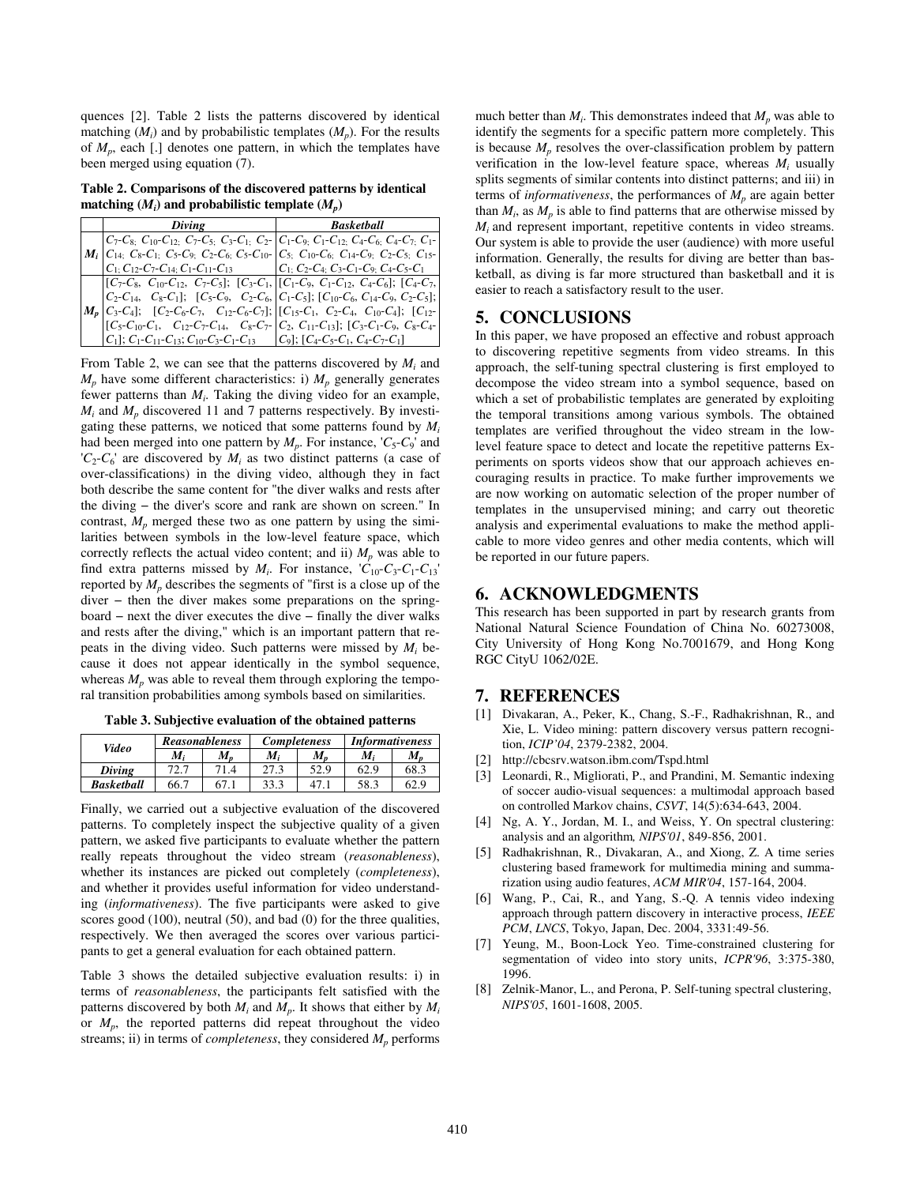quences [2]. Table 2 lists the patterns discovered by identical matching ($M_i$) and by probabilistic templates ($M_p$). For the results of $M_p$, each [.] denotes one pattern, in which the templates have been merged using equation (7).

**Table 2. Comparisons of the discovered patterns by identical matching ($M_i$) and probabilistic template ($M_p$)**

| | *Diving* | *Basketball* |
|---|---|---|
| $M_i$ | $C_7$-$C_8$; $C_{10}$-$C_{12}$; $C_7$-$C_5$; $C_3$-$C_1$; $C_2$-$C_{14}$; $C_8$-$C_1$; $C_5$-$C_9$; $C_2$-$C_6$; $C_5$-$C_{10}$-$C_1$; $C_{12}$-$C_7$-$C_{14}$; $C_1$-$C_{11}$-$C_{13}$ | $C_1$-$C_9$; $C_1$-$C_{12}$; $C_4$-$C_6$; $C_4$-$C_7$; $C_1$-$C_5$; $C_{10}$-$C_6$; $C_{14}$-$C_9$; $C_2$-$C_5$; $C_{15}$-$C_1$; $C_2$-$C_4$; $C_3$-$C_1$-$C_9$; $C_4$-$C_5$-$C_1$ |
| $M_p$ | [$C_7$-$C_8$, $C_{10}$-$C_{12}$, $C_7$-$C_5$]; [$C_3$-$C_1$, $C_2$-$C_{14}$, $C_8$-$C_1$]; [$C_5$-$C_9$, $C_2$-$C_6$, $C_3$-$C_4$]; [$C_2$-$C_6$-$C_7$, $C_{12}$-$C_6$-$C_7$]; [$C_5$-$C_{10}$-$C_1$, $C_{12}$-$C_7$-$C_{14}$, $C_8$-$C_7$-$C_1$]; $C_1$-$C_{11}$-$C_{13}$; $C_{10}$-$C_3$-$C_1$-$C_{13}$ | [$C_1$-$C_9$, $C_1$-$C_{12}$, $C_4$-$C_6$]; [$C_4$-$C_7$, $C_1$-$C_5$]; [$C_{10}$-$C_6$, $C_{14}$-$C_9$, $C_2$-$C_5$]; [$C_{15}$-$C_1$, $C_2$-$C_4$, $C_{10}$-$C_4$]; [$C_{12}$-$C_2$, $C_{11}$-$C_{13}$]; [$C_3$-$C_1$-$C_9$, $C_8$-$C_4$-$C_9$]; [$C_4$-$C_5$-$C_1$, $C_4$-$C_7$-$C_1$] |

From Table 2, we can see that the patterns discovered by $M_i$ and $M_p$ have some different characteristics: i) $M_p$ generally generates fewer patterns than $M_i$. Taking the diving video for an example, $M_i$ and $M_p$ discovered 11 and 7 patterns respectively. By investigating these patterns, we noticed that some patterns found by $M_i$ had been merged into one pattern by $M_p$. For instance, '$C_5$-$C_9$' and '$C_2$-$C_6$' are discovered by $M_i$ as two distinct patterns (a case of over-classifications) in the diving video, although they in fact both describe the same content for "the diver walks and rests after the diving – the diver's score and rank are shown on screen." In contrast, $M_p$ merged these two as one pattern by using the similarities between symbols in the low-level feature space, which correctly reflects the actual video content; and ii) $M_p$ was able to find extra patterns missed by $M_i$. For instance, '$C_{10}$-$C_3$-$C_1$-$C_{13}$' reported by $M_p$ describes the segments of "first is a close up of the diver – then the diver makes some preparations on the springboard – next the diver executes the dive – finally the diver walks and rests after the diving," which is an important pattern that repeats in the diving video. Such patterns were missed by $M_i$ because it does not appear identically in the symbol sequence, whereas $M_p$ was able to reveal them through exploring the temporal transition probabilities among symbols based on similarities.

**Table 3. Subjective evaluation of the obtained patterns**

| *Video* | *Reasonableness* | | *Completeness* | | *Informativeness* | |
|---|---|---|---|---|---|---|
| | $M_i$ | $M_p$ | $M_i$ | $M_p$ | $M_i$ | $M_p$ |
| *Diving* | 72.7 | 71.4 | 27.3 | 52.9 | 62.9 | 68.3 |
| *Basketball* | 66.7 | 67.1 | 33.3 | 47.1 | 58.3 | 62.9 |

Finally, we carried out a subjective evaluation of the discovered patterns. To completely inspect the subjective quality of a given pattern, we asked five participants to evaluate whether the pattern really repeats throughout the video stream (*reasonableness*), whether its instances are picked out completely (*completeness*), and whether it provides useful information for video understanding (*informativeness*). The five participants were asked to give scores good (100), neutral (50), and bad (0) for the three qualities, respectively. We then averaged the scores over various participants to get a general evaluation for each obtained pattern.

Table 3 shows the detailed subjective evaluation results: i) in terms of *reasonableness*, the participants felt satisfied with the patterns discovered by both $M_i$ and $M_p$. It shows that either by $M_i$ or $M_p$, the reported patterns did repeat throughout the video streams; ii) in terms of *completeness*, they considered $M_p$ performs much better than $M_i$. This demonstrates indeed that $M_p$ was able to identify the segments for a specific pattern more completely. This is because $M_p$ resolves the over-classification problem by pattern verification in the low-level feature space, whereas $M_i$ usually splits segments of similar contents into distinct patterns; and iii) in terms of *informativeness*, the performances of $M_p$ are again better than $M_i$, as $M_p$ is able to find patterns that are otherwise missed by $M_i$ and represent important, repetitive contents in video streams. Our system is able to provide the user (audience) with more useful information. Generally, the results for diving are better than basketball, as diving is far more structured than basketball and it is easier to reach a satisfactory result to the user.

## 5. CONCLUSIONS

In this paper, we have proposed an effective and robust approach to discovering repetitive segments from video streams. In this approach, the self-tuning spectral clustering is first employed to decompose the video stream into a symbol sequence, based on which a set of probabilistic templates are generated by exploiting the temporal transitions among various symbols. The obtained templates are verified throughout the video stream in the low-level feature space to detect and locate the repetitive patterns Experiments on sports videos show that our approach achieves encouraging results in practice. To make further improvements we are now working on automatic selection of the proper number of templates in the unsupervised mining; and carry out theoretic analysis and experimental evaluations to make the method applicable to more video genres and other media contents, which will be reported in our future papers.

## 6. ACKNOWLEDGMENTS

This research has been supported in part by research grants from National Natural Science Foundation of China No. 60273008, City University of Hong Kong No.7001679, and Hong Kong RGC CityU 1062/02E.

## 7. REFERENCES

[1] Divakaran, A., Peker, K., Chang, S.-F., Radhakrishnan, R., and Xie, L. Video mining: pattern discovery versus pattern recognition, *ICIP'04*, 2379-2382, 2004.

[2] http://cbcsrv.watson.ibm.com/Tspd.html

[3] Leonardi, R., Migliorati, P., and Prandini, M. Semantic indexing of soccer audio-visual sequences: a multimodal approach based on controlled Markov chains, *CSVT*, 14(5):634-643, 2004.

[4] Ng, A. Y., Jordan, M. I., and Weiss, Y. On spectral clustering: analysis and an algorithm, *NIPS'01*, 849-856, 2001.

[5] Radhakrishnan, R., Divakaran, A., and Xiong, Z. A time series clustering based framework for multimedia mining and summarization using audio features, *ACM MIR'04*, 157-164, 2004.

[6] Wang, P., Cai, R., and Yang, S.-Q. A tennis video indexing approach through pattern discovery in interactive process, *IEEE PCM*, *LNCS*, Tokyo, Japan, Dec. 2004, 3331:49-56.

[7] Yeung, M., Boon-Lock Yeo. Time-constrained clustering for segmentation of video into story units, *ICPR'96*, 3:375-380, 1996.

[8] Zelnik-Manor, L., and Perona, P. Self-tuning spectral clustering, *NIPS'05*, 1601-1608, 2005.